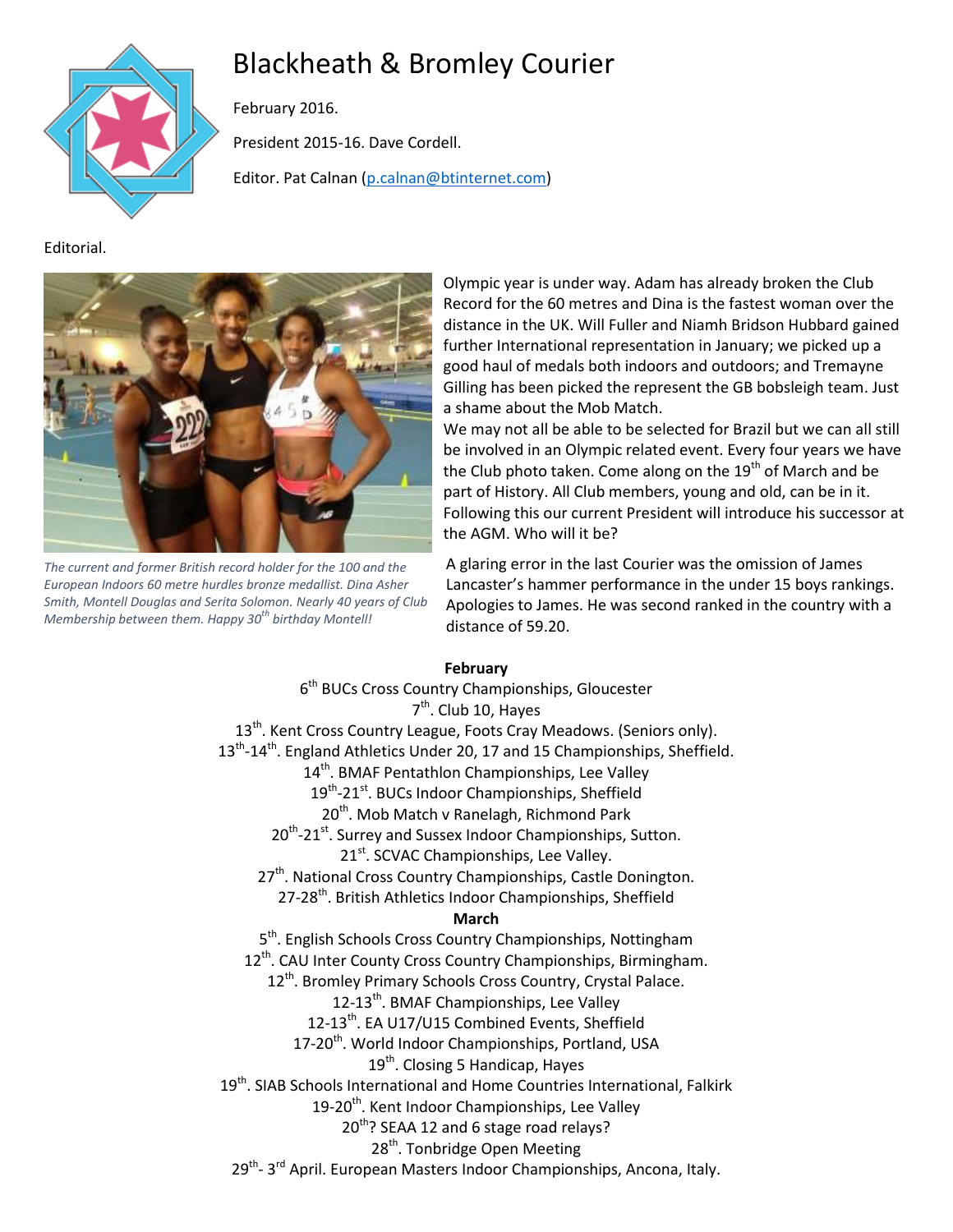# Blackheath & Bromley Courier

February 2016.

President 2015-16. Dave Cordell.

Editor. Pat Calnan (p.calnan@btinternet.com)

Editorial.

*The current and former British record holder for the 100 and the European Indoors 60 metre hurdles bronze medallist. Dina Asher Smith, Montell Douglas and Serita Solomon. Nearly 40 years of Club Membership between them. Happy 30th birthday Montell!*

Olympic year is under way. Adam has already broken the Club Record for the 60 metres and Dina is the fastest woman over the distance in the UK. Will Fuller and Niamh Bridson Hubbard gained further International representation in January; we picked up a good haul of medals both indoors and outdoors; and Tremayne Gilling has been picked the represent the GB bobsleigh team. Just a shame about the Mob Match.

We may not all be able to be selected for Brazil but we can all still be involved in an Olympic related event. Every four years we have the Club photo taken. Come along on the 19th of March and be part of History. All Club members, young and old, can be in it. Following this our current President will introduce his successor at the AGM. Who will it be?

A glaring error in the last Courier was the omission of James Lancaster's hammer performance in the under 15 boys rankings. Apologies to James. He was second ranked in the country with a distance of 59.20.

**February**

6th BUCs Cross Country Championships, Gloucester
7th. Club 10, Hayes
13th. Kent Cross Country League, Foots Cray Meadows. (Seniors only).
13th-14th. England Athletics Under 20, 17 and 15 Championships, Sheffield.
14th. BMAF Pentathlon Championships, Lee Valley
19th-21st. BUCs Indoor Championships, Sheffield
20th. Mob Match v Ranelagh, Richmond Park
20th-21st. Surrey and Sussex Indoor Championships, Sutton.
21st. SCVAC Championships, Lee Valley.
27th. National Cross Country Championships, Castle Donington.
27-28th. British Athletics Indoor Championships, Sheffield

**March**

5th. English Schools Cross Country Championships, Nottingham
12th. CAU Inter County Cross Country Championships, Birmingham.
12th. Bromley Primary Schools Cross Country, Crystal Palace.
12-13th. BMAF Championships, Lee Valley
12-13th. EA U17/U15 Combined Events, Sheffield
17-20th. World Indoor Championships, Portland, USA
19th. Closing 5 Handicap, Hayes
19th. SIAB Schools International and Home Countries International, Falkirk
19-20th. Kent Indoor Championships, Lee Valley
20th? SEAA 12 and 6 stage road relays?
28th. Tonbridge Open Meeting
29th- 3rd April. European Masters Indoor Championships, Ancona, Italy.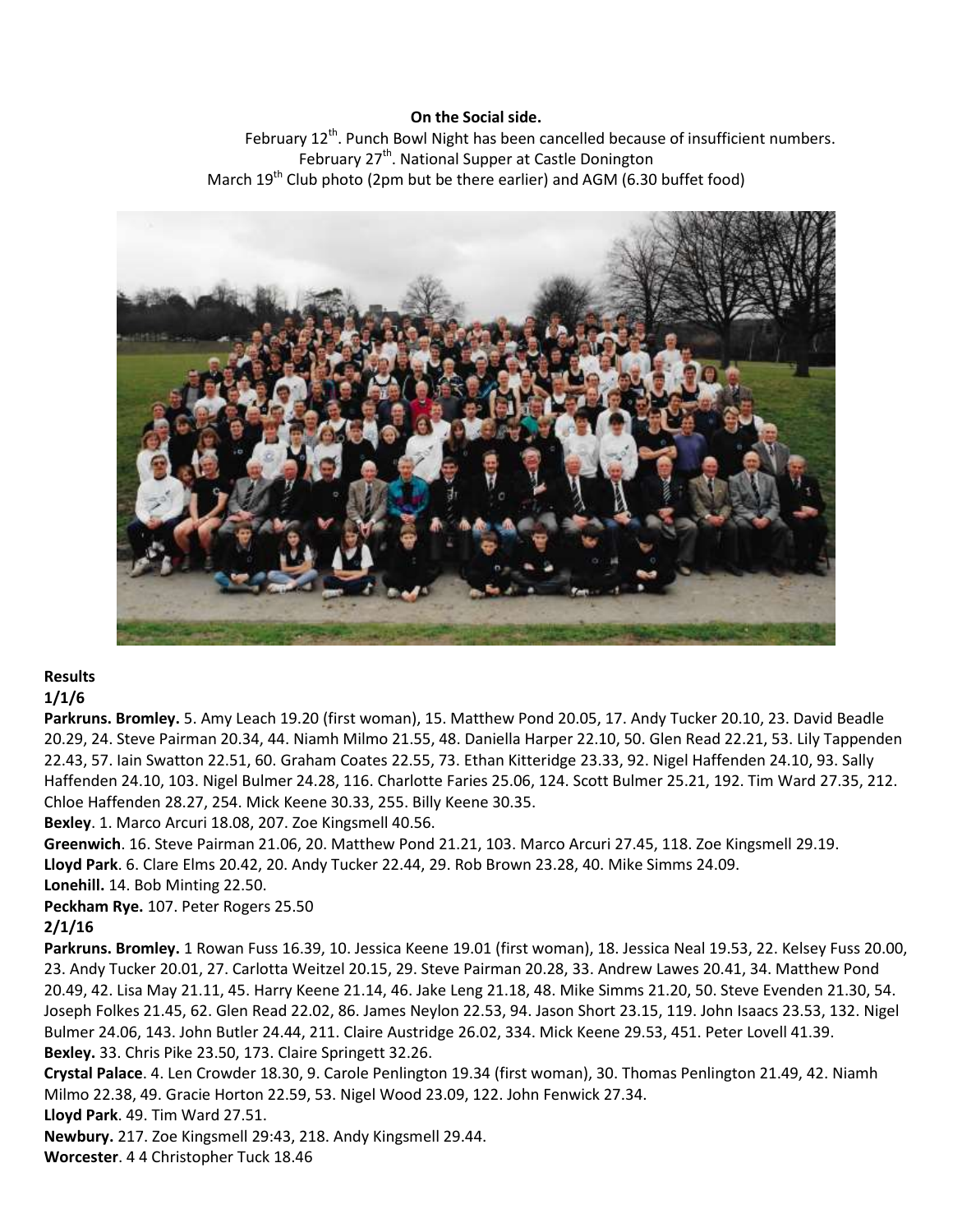**On the Social side.**

February 12th. Punch Bowl Night has been cancelled because of insufficient numbers.
February 27th. National Supper at Castle Donington
March 19th Club photo (2pm but be there earlier) and AGM (6.30 buffet food)

**Results**

**1/1/6**

**Parkruns. Bromley.** 5. Amy Leach 19.20 (first woman), 15. Matthew Pond 20.05, 17. Andy Tucker 20.10, 23. David Beadle 20.29, 24. Steve Pairman 20.34, 44. Niamh Milmo 21.55, 48. Daniella Harper 22.10, 50. Glen Read 22.21, 53. Lily Tappenden 22.43, 57. Iain Swatton 22.51, 60. Graham Coates 22.55, 73. Ethan Kitteridge 23.33, 92. Nigel Haffenden 24.10, 93. Sally Haffenden 24.10, 103. Nigel Bulmer 24.28, 116. Charlotte Faries 25.06, 124. Scott Bulmer 25.21, 192. Tim Ward 27.35, 212. Chloe Haffenden 28.27, 254. Mick Keene 30.33, 255. Billy Keene 30.35.

**Bexley**. 1. Marco Arcuri 18.08, 207. Zoe Kingsmell 40.56.

**Greenwich**. 16. Steve Pairman 21.06, 20. Matthew Pond 21.21, 103. Marco Arcuri 27.45, 118. Zoe Kingsmell 29.19.

**Lloyd Park**. 6. Clare Elms 20.42, 20. Andy Tucker 22.44, 29. Rob Brown 23.28, 40. Mike Simms 24.09.

**Lonehill.** 14. Bob Minting 22.50.

**Peckham Rye.** 107. Peter Rogers 25.50

**2/1/16**

**Parkruns. Bromley.** 1 Rowan Fuss 16.39, 10. Jessica Keene 19.01 (first woman), 18. Jessica Neal 19.53, 22. Kelsey Fuss 20.00, 23. Andy Tucker 20.01, 27. Carlotta Weitzel 20.15, 29. Steve Pairman 20.28, 33. Andrew Lawes 20.41, 34. Matthew Pond 20.49, 42. Lisa May 21.11, 45. Harry Keene 21.14, 46. Jake Leng 21.18, 48. Mike Simms 21.20, 50. Steve Evenden 21.30, 54. Joseph Folkes 21.45, 62. Glen Read 22.02, 86. James Neylon 22.53, 94. Jason Short 23.15, 119. John Isaacs 23.53, 132. Nigel Bulmer 24.06, 143. John Butler 24.44, 211. Claire Austridge 26.02, 334. Mick Keene 29.53, 451. Peter Lovell 41.39.

**Bexley.** 33. Chris Pike 23.50, 173. Claire Springett 32.26.

**Crystal Palace**. 4. Len Crowder 18.30, 9. Carole Penlington 19.34 (first woman), 30. Thomas Penlington 21.49, 42. Niamh Milmo 22.38, 49. Gracie Horton 22.59, 53. Nigel Wood 23.09, 122. John Fenwick 27.34.

**Lloyd Park**. 49. Tim Ward 27.51.

**Newbury.** 217. Zoe Kingsmell 29:43, 218. Andy Kingsmell 29.44.

**Worcester**. 4 4 Christopher Tuck 18.46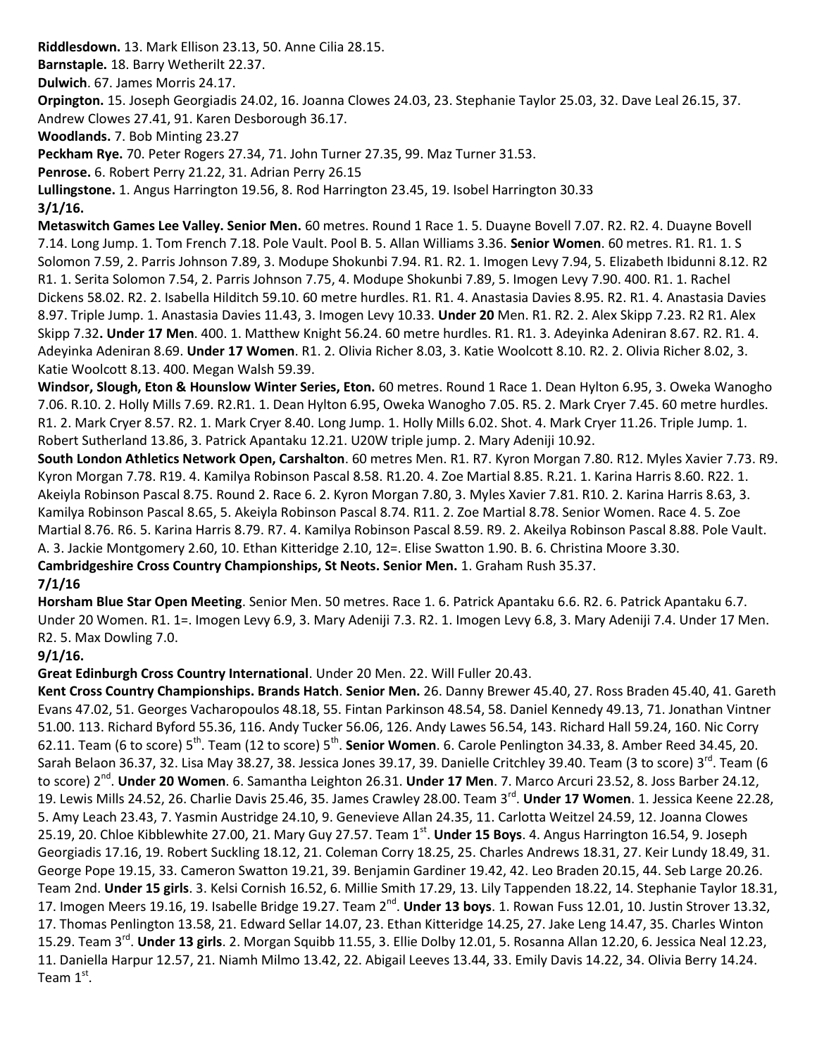**Riddlesdown.** 13. Mark Ellison 23.13, 50. Anne Cilia 28.15.

**Barnstaple.** 18. Barry Wetherilt 22.37.

**Dulwich**. 67. James Morris 24.17.

**Orpington.** 15. Joseph Georgiadis 24.02, 16. Joanna Clowes 24.03, 23. Stephanie Taylor 25.03, 32. Dave Leal 26.15, 37. Andrew Clowes 27.41, 91. Karen Desborough 36.17.

**Woodlands.** 7. Bob Minting 23.27

**Peckham Rye.** 70. Peter Rogers 27.34, 71. John Turner 27.35, 99. Maz Turner 31.53.

**Penrose.** 6. Robert Perry 21.22, 31. Adrian Perry 26.15

**Lullingstone.** 1. Angus Harrington 19.56, 8. Rod Harrington 23.45, 19. Isobel Harrington 30.33

**3/1/16.**

**Metaswitch Games Lee Valley. Senior Men.** 60 metres. Round 1 Race 1. 5. Duayne Bovell 7.07. R2. R2. 4. Duayne Bovell 7.14. Long Jump. 1. Tom French 7.18. Pole Vault. Pool B. 5. Allan Williams 3.36. **Senior Women**. 60 metres. R1. R1. 1. S Solomon 7.59, 2. Parris Johnson 7.89, 3. Modupe Shokunbi 7.94. R1. R2. 1. Imogen Levy 7.94, 5. Elizabeth Ibidunni 8.12. R2 R1. 1. Serita Solomon 7.54, 2. Parris Johnson 7.75, 4. Modupe Shokunbi 7.89, 5. Imogen Levy 7.90. 400. R1. 1. Rachel Dickens 58.02. R2. 2. Isabella Hilditch 59.10. 60 metre hurdles. R1. R1. 4. Anastasia Davies 8.95. R2. R1. 4. Anastasia Davies 8.97. Triple Jump. 1. Anastasia Davies 11.43, 3. Imogen Levy 10.33. **Under 20** Men. R1. R2. 2. Alex Skipp 7.23. R2 R1. Alex Skipp 7.32**. Under 17 Men**. 400. 1. Matthew Knight 56.24. 60 metre hurdles. R1. R1. 3. Adeyinka Adeniran 8.67. R2. R1. 4. Adeyinka Adeniran 8.69. **Under 17 Women**. R1. 2. Olivia Richer 8.03, 3. Katie Woolcott 8.10. R2. 2. Olivia Richer 8.02, 3. Katie Woolcott 8.13. 400. Megan Walsh 59.39.

**Windsor, Slough, Eton & Hounslow Winter Series, Eton.** 60 metres. Round 1 Race 1. Dean Hylton 6.95, 3. Oweka Wanogho 7.06. R.10. 2. Holly Mills 7.69. R2.R1. 1. Dean Hylton 6.95, Oweka Wanogho 7.05. R5. 2. Mark Cryer 7.45. 60 metre hurdles. R1. 2. Mark Cryer 8.57. R2. 1. Mark Cryer 8.40. Long Jump. 1. Holly Mills 6.02. Shot. 4. Mark Cryer 11.26. Triple Jump. 1. Robert Sutherland 13.86, 3. Patrick Apantaku 12.21. U20W triple jump. 2. Mary Adeniji 10.92.

**South London Athletics Network Open, Carshalton**. 60 metres Men. R1. R7. Kyron Morgan 7.80. R12. Myles Xavier 7.73. R9. Kyron Morgan 7.78. R19. 4. Kamilya Robinson Pascal 8.58. R1.20. 4. Zoe Martial 8.85. R.21. 1. Karina Harris 8.60. R22. 1. Akeiyla Robinson Pascal 8.75. Round 2. Race 6. 2. Kyron Morgan 7.80, 3. Myles Xavier 7.81. R10. 2. Karina Harris 8.63, 3. Kamilya Robinson Pascal 8.65, 5. Akeiyla Robinson Pascal 8.74. R11. 2. Zoe Martial 8.78. Senior Women. Race 4. 5. Zoe Martial 8.76. R6. 5. Karina Harris 8.79. R7. 4. Kamilya Robinson Pascal 8.59. R9. 2. Akeilya Robinson Pascal 8.88. Pole Vault. A. 3. Jackie Montgomery 2.60, 10. Ethan Kitteridge 2.10, 12=. Elise Swatton 1.90. B. 6. Christina Moore 3.30.

**Cambridgeshire Cross Country Championships, St Neots. Senior Men.** 1. Graham Rush 35.37.

**7/1/16**

**Horsham Blue Star Open Meeting**. Senior Men. 50 metres. Race 1. 6. Patrick Apantaku 6.6. R2. 6. Patrick Apantaku 6.7. Under 20 Women. R1. 1=. Imogen Levy 6.9, 3. Mary Adeniji 7.3. R2. 1. Imogen Levy 6.8, 3. Mary Adeniji 7.4. Under 17 Men. R2. 5. Max Dowling 7.0.

**9/1/16.**

**Great Edinburgh Cross Country International**. Under 20 Men. 22. Will Fuller 20.43.

**Kent Cross Country Championships. Brands Hatch**. **Senior Men.** 26. Danny Brewer 45.40, 27. Ross Braden 45.40, 41. Gareth Evans 47.02, 51. Georges Vacharopoulos 48.18, 55. Fintan Parkinson 48.54, 58. Daniel Kennedy 49.13, 71. Jonathan Vintner 51.00. 113. Richard Byford 55.36, 116. Andy Tucker 56.06, 126. Andy Lawes 56.54, 143. Richard Hall 59.24, 160. Nic Corry 62.11. Team (6 to score) 5th. Team (12 to score) 5th. **Senior Women**. 6. Carole Penlington 34.33, 8. Amber Reed 34.45, 20. Sarah Belaon 36.37, 32. Lisa May 38.27, 38. Jessica Jones 39.17, 39. Danielle Critchley 39.40. Team (3 to score) 3rd. Team (6 to score) 2nd. **Under 20 Women**. 6. Samantha Leighton 26.31. **Under 17 Men**. 7. Marco Arcuri 23.52, 8. Joss Barber 24.12, 19. Lewis Mills 24.52, 26. Charlie Davis 25.46, 35. James Crawley 28.00. Team 3rd. **Under 17 Women**. 1. Jessica Keene 22.28, 5. Amy Leach 23.43, 7. Yasmin Austridge 24.10, 9. Genevieve Allan 24.35, 11. Carlotta Weitzel 24.59, 12. Joanna Clowes 25.19, 20. Chloe Kibblewhite 27.00, 21. Mary Guy 27.57. Team 1st. **Under 15 Boys**. 4. Angus Harrington 16.54, 9. Joseph Georgiadis 17.16, 19. Robert Suckling 18.12, 21. Coleman Corry 18.25, 25. Charles Andrews 18.31, 27. Keir Lundy 18.49, 31. George Pope 19.15, 33. Cameron Swatton 19.21, 39. Benjamin Gardiner 19.42, 42. Leo Braden 20.15, 44. Seb Large 20.26. Team 2nd. **Under 15 girls**. 3. Kelsi Cornish 16.52, 6. Millie Smith 17.29, 13. Lily Tappenden 18.22, 14. Stephanie Taylor 18.31, 17. Imogen Meers 19.16, 19. Isabelle Bridge 19.27. Team 2nd. **Under 13 boys**. 1. Rowan Fuss 12.01, 10. Justin Strover 13.32, 17. Thomas Penlington 13.58, 21. Edward Sellar 14.07, 23. Ethan Kitteridge 14.25, 27. Jake Leng 14.47, 35. Charles Winton 15.29. Team 3rd. **Under 13 girls**. 2. Morgan Squibb 11.55, 3. Ellie Dolby 12.01, 5. Rosanna Allan 12.20, 6. Jessica Neal 12.23, 11. Daniella Harpur 12.57, 21. Niamh Milmo 13.42, 22. Abigail Leeves 13.44, 33. Emily Davis 14.22, 34. Olivia Berry 14.24. Team 1st.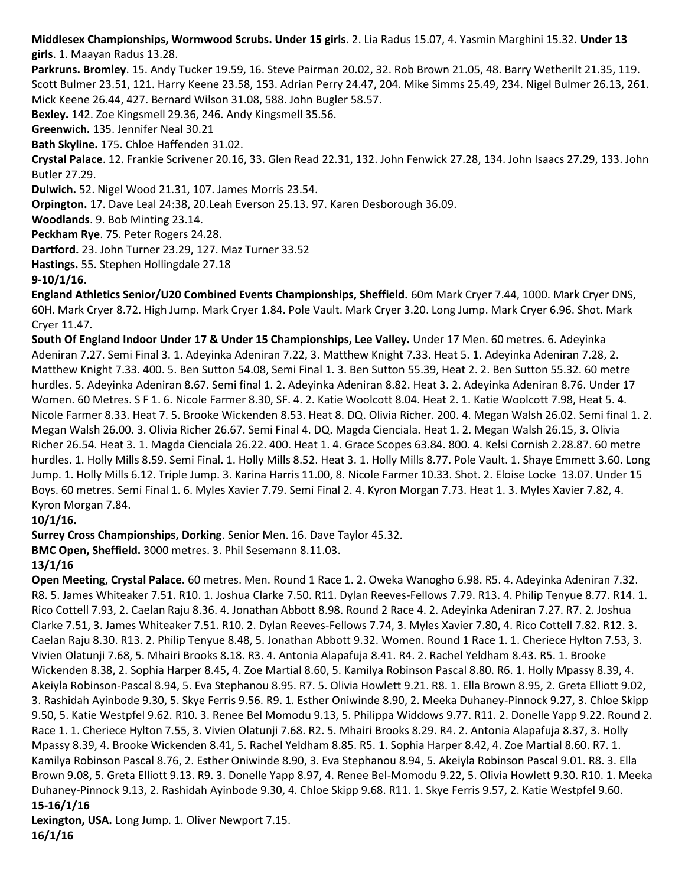**Middlesex Championships, Wormwood Scrubs. Under 15 girls**. 2. Lia Radus 15.07, 4. Yasmin Marghini 15.32. **Under 13 girls**. 1. Maayan Radus 13.28.

**Parkruns. Bromley**. 15. Andy Tucker 19.59, 16. Steve Pairman 20.02, 32. Rob Brown 21.05, 48. Barry Wetherilt 21.35, 119. Scott Bulmer 23.51, 121. Harry Keene 23.58, 153. Adrian Perry 24.47, 204. Mike Simms 25.49, 234. Nigel Bulmer 26.13, 261. Mick Keene 26.44, 427. Bernard Wilson 31.08, 588. John Bugler 58.57.

**Bexley.** 142. Zoe Kingsmell 29.36, 246. Andy Kingsmell 35.56.

**Greenwich.** 135. Jennifer Neal 30.21

**Bath Skyline.** 175. Chloe Haffenden 31.02.

**Crystal Palace**. 12. Frankie Scrivener 20.16, 33. Glen Read 22.31, 132. John Fenwick 27.28, 134. John Isaacs 27.29, 133. John Butler 27.29.

**Dulwich.** 52. Nigel Wood 21.31, 107. James Morris 23.54.

**Orpington.** 17. Dave Leal 24:38, 20.Leah Everson 25.13. 97. Karen Desborough 36.09.

**Woodlands**. 9. Bob Minting 23.14.

**Peckham Rye**. 75. Peter Rogers 24.28.

**Dartford.** 23. John Turner 23.29, 127. Maz Turner 33.52

**Hastings.** 55. Stephen Hollingdale 27.18

**9-10/1/16**.

**England Athletics Senior/U20 Combined Events Championships, Sheffield.** 60m Mark Cryer 7.44, 1000. Mark Cryer DNS, 60H. Mark Cryer 8.72. High Jump. Mark Cryer 1.84. Pole Vault. Mark Cryer 3.20. Long Jump. Mark Cryer 6.96. Shot. Mark Cryer 11.47.

**South Of England Indoor Under 17 & Under 15 Championships, Lee Valley.** Under 17 Men. 60 metres. 6. Adeyinka Adeniran 7.27. Semi Final 3. 1. Adeyinka Adeniran 7.22, 3. Matthew Knight 7.33. Heat 5. 1. Adeyinka Adeniran 7.28, 2. Matthew Knight 7.33. 400. 5. Ben Sutton 54.08, Semi Final 1. 3. Ben Sutton 55.39, Heat 2. 2. Ben Sutton 55.32. 60 metre hurdles. 5. Adeyinka Adeniran 8.67. Semi final 1. 2. Adeyinka Adeniran 8.82. Heat 3. 2. Adeyinka Adeniran 8.76. Under 17 Women. 60 Metres. S F 1. 6. Nicole Farmer 8.30, SF. 4. 2. Katie Woolcott 8.04. Heat 2. 1. Katie Woolcott 7.98, Heat 5. 4. Nicole Farmer 8.33. Heat 7. 5. Brooke Wickenden 8.53. Heat 8. DQ. Olivia Richer. 200. 4. Megan Walsh 26.02. Semi final 1. 2. Megan Walsh 26.00. 3. Olivia Richer 26.67. Semi Final 4. DQ. Magda Cienciala. Heat 1. 2. Megan Walsh 26.15, 3. Olivia Richer 26.54. Heat 3. 1. Magda Cienciala 26.22. 400. Heat 1. 4. Grace Scopes 63.84. 800. 4. Kelsi Cornish 2.28.87. 60 metre hurdles. 1. Holly Mills 8.59. Semi Final. 1. Holly Mills 8.52. Heat 3. 1. Holly Mills 8.77. Pole Vault. 1. Shaye Emmett 3.60. Long Jump. 1. Holly Mills 6.12. Triple Jump. 3. Karina Harris 11.00, 8. Nicole Farmer 10.33. Shot. 2. Eloise Locke 13.07. Under 15 Boys. 60 metres. Semi Final 1. 6. Myles Xavier 7.79. Semi Final 2. 4. Kyron Morgan 7.73. Heat 1. 3. Myles Xavier 7.82, 4. Kyron Morgan 7.84.

**10/1/16.**

**Surrey Cross Championships, Dorking**. Senior Men. 16. Dave Taylor 45.32.

**BMC Open, Sheffield.** 3000 metres. 3. Phil Sesemann 8.11.03.

**13/1/16**

**Open Meeting, Crystal Palace.** 60 metres. Men. Round 1 Race 1. 2. Oweka Wanogho 6.98. R5. 4. Adeyinka Adeniran 7.32. R8. 5. James Whiteaker 7.51. R10. 1. Joshua Clarke 7.50. R11. Dylan Reeves-Fellows 7.79. R13. 4. Philip Tenyue 8.77. R14. 1. Rico Cottell 7.93, 2. Caelan Raju 8.36. 4. Jonathan Abbott 8.98. Round 2 Race 4. 2. Adeyinka Adeniran 7.27. R7. 2. Joshua Clarke 7.51, 3. James Whiteaker 7.51. R10. 2. Dylan Reeves-Fellows 7.74, 3. Myles Xavier 7.80, 4. Rico Cottell 7.82. R12. 3. Caelan Raju 8.30. R13. 2. Philip Tenyue 8.48, 5. Jonathan Abbott 9.32. Women. Round 1 Race 1. 1. Cheriece Hylton 7.53, 3. Vivien Olatunji 7.68, 5. Mhairi Brooks 8.18. R3. 4. Antonia Alapafuja 8.41. R4. 2. Rachel Yeldham 8.43. R5. 1. Brooke Wickenden 8.38, 2. Sophia Harper 8.45, 4. Zoe Martial 8.60, 5. Kamilya Robinson Pascal 8.80. R6. 1. Holly Mpassy 8.39, 4. Akeiyla Robinson-Pascal 8.94, 5. Eva Stephanou 8.95. R7. 5. Olivia Howlett 9.21. R8. 1. Ella Brown 8.95, 2. Greta Elliott 9.02, 3. Rashidah Ayinbode 9.30, 5. Skye Ferris 9.56. R9. 1. Esther Oniwinde 8.90, 2. Meeka Duhaney-Pinnock 9.27, 3. Chloe Skipp 9.50, 5. Katie Westpfel 9.62. R10. 3. Renee Bel Momodu 9.13, 5. Philippa Widdows 9.77. R11. 2. Donelle Yapp 9.22. Round 2. Race 1. 1. Cheriece Hylton 7.55, 3. Vivien Olatunji 7.68. R2. 5. Mhairi Brooks 8.29. R4. 2. Antonia Alapafuja 8.37, 3. Holly Mpassy 8.39, 4. Brooke Wickenden 8.41, 5. Rachel Yeldham 8.85. R5. 1. Sophia Harper 8.42, 4. Zoe Martial 8.60. R7. 1. Kamilya Robinson Pascal 8.76, 2. Esther Oniwinde 8.90, 3. Eva Stephanou 8.94, 5. Akeiyla Robinson Pascal 9.01. R8. 3. Ella Brown 9.08, 5. Greta Elliott 9.13. R9. 3. Donelle Yapp 8.97, 4. Renee Bel-Momodu 9.22, 5. Olivia Howlett 9.30. R10. 1. Meeka Duhaney-Pinnock 9.13, 2. Rashidah Ayinbode 9.30, 4. Chloe Skipp 9.68. R11. 1. Skye Ferris 9.57, 2. Katie Westpfel 9.60.

**15-16/1/16**

**Lexington, USA.** Long Jump. 1. Oliver Newport 7.15.

**16/1/16**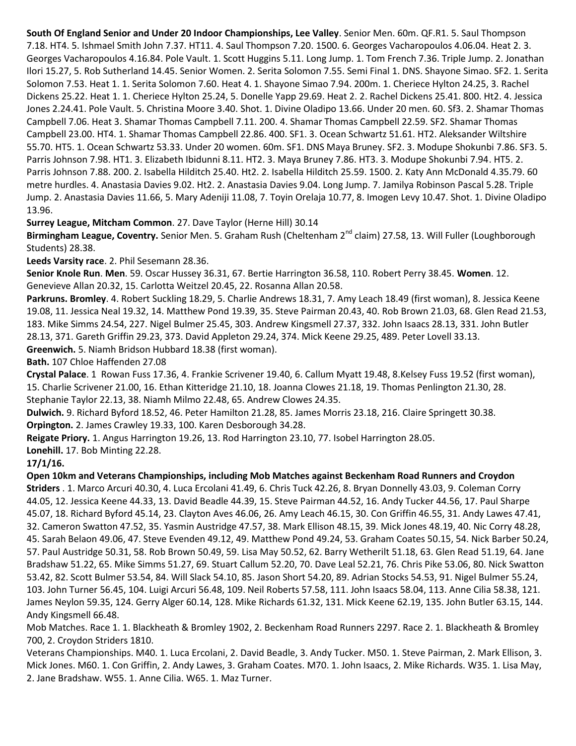**South Of England Senior and Under 20 Indoor Championships, Lee Valley**. Senior Men. 60m. QF.R1. 5. Saul Thompson 7.18. HT4. 5. Ishmael Smith John 7.37. HT11. 4. Saul Thompson 7.20. 1500. 6. Georges Vacharopoulos 4.06.04. Heat 2. 3. Georges Vacharopoulos 4.16.84. Pole Vault. 1. Scott Huggins 5.11. Long Jump. 1. Tom French 7.36. Triple Jump. 2. Jonathan Ilori 15.27, 5. Rob Sutherland 14.45. Senior Women. 2. Serita Solomon 7.55. Semi Final 1. DNS. Shayone Simao. SF2. 1. Serita Solomon 7.53. Heat 1. 1. Serita Solomon 7.60. Heat 4. 1. Shayone Simao 7.94. 200m. 1. Cheriece Hylton 24.25, 3. Rachel Dickens 25.22. Heat 1. 1. Cheriece Hylton 25.24, 5. Donelle Yapp 29.69. Heat 2. 2. Rachel Dickens 25.41. 800. Ht2. 4. Jessica Jones 2.24.41. Pole Vault. 5. Christina Moore 3.40. Shot. 1. Divine Oladipo 13.66. Under 20 men. 60. Sf3. 2. Shamar Thomas Campbell 7.06. Heat 3. Shamar Thomas Campbell 7.11. 200. 4. Shamar Thomas Campbell 22.59. SF2. Shamar Thomas Campbell 23.00. HT4. 1. Shamar Thomas Campbell 22.86. 400. SF1. 3. Ocean Schwartz 51.61. HT2. Aleksander Wiltshire 55.70. HT5. 1. Ocean Schwartz 53.33. Under 20 women. 60m. SF1. DNS Maya Bruney. SF2. 3. Modupe Shokunbi 7.86. SF3. 5. Parris Johnson 7.98. HT1. 3. Elizabeth Ibidunni 8.11. HT2. 3. Maya Bruney 7.86. HT3. 3. Modupe Shokunbi 7.94. HT5. 2. Parris Johnson 7.88. 200. 2. Isabella Hilditch 25.40. Ht2. 2. Isabella Hilditch 25.59. 1500. 2. Katy Ann McDonald 4.35.79. 60 metre hurdles. 4. Anastasia Davies 9.02. Ht2. 2. Anastasia Davies 9.04. Long Jump. 7. Jamilya Robinson Pascal 5.28. Triple Jump. 2. Anastasia Davies 11.66, 5. Mary Adeniji 11.08, 7. Toyin Orelaja 10.77, 8. Imogen Levy 10.47. Shot. 1. Divine Oladipo 13.96.

**Surrey League, Mitcham Common**. 27. Dave Taylor (Herne Hill) 30.14

**Birmingham League, Coventry.** Senior Men. 5. Graham Rush (Cheltenham 2nd claim) 27.58, 13. Will Fuller (Loughborough Students) 28.38.

**Leeds Varsity race**. 2. Phil Sesemann 28.36.

**Senior Knole Run**. **Men**. 59. Oscar Hussey 36.31, 67. Bertie Harrington 36.58, 110. Robert Perry 38.45. **Women**. 12. Genevieve Allan 20.32, 15. Carlotta Weitzel 20.45, 22. Rosanna Allan 20.58.

**Parkruns. Bromley**. 4. Robert Suckling 18.29, 5. Charlie Andrews 18.31, 7. Amy Leach 18.49 (first woman), 8. Jessica Keene 19.08, 11. Jessica Neal 19.32, 14. Matthew Pond 19.39, 35. Steve Pairman 20.43, 40. Rob Brown 21.03, 68. Glen Read 21.53, 183. Mike Simms 24.54, 227. Nigel Bulmer 25.45, 303. Andrew Kingsmell 27.37, 332. John Isaacs 28.13, 331. John Butler 28.13, 371. Gareth Griffin 29.23, 373. David Appleton 29.24, 374. Mick Keene 29.25, 489. Peter Lovell 33.13.

**Greenwich.** 5. Niamh Bridson Hubbard 18.38 (first woman).

**Bath.** 107 Chloe Haffenden 27.08

**Crystal Palace**. 1 Rowan Fuss 17.36, 4. Frankie Scrivener 19.40, 6. Callum Myatt 19.48, 8.Kelsey Fuss 19.52 (first woman), 15. Charlie Scrivener 21.00, 16. Ethan Kitteridge 21.10, 18. Joanna Clowes 21.18, 19. Thomas Penlington 21.30, 28. Stephanie Taylor 22.13, 38. Niamh Milmo 22.48, 65. Andrew Clowes 24.35.

**Dulwich.** 9. Richard Byford 18.52, 46. Peter Hamilton 21.28, 85. James Morris 23.18, 216. Claire Springett 30.38.

**Orpington.** 2. James Crawley 19.33, 100. Karen Desborough 34.28.

**Reigate Priory.** 1. Angus Harrington 19.26, 13. Rod Harrington 23.10, 77. Isobel Harrington 28.05.

**Lonehill.** 17. Bob Minting 22.28.

**17/1/16.**

**Open 10km and Veterans Championships, including Mob Matches against Beckenham Road Runners and Croydon Striders** . 1. Marco Arcuri 40.30, 4. Luca Ercolani 41.49, 6. Chris Tuck 42.26, 8. Bryan Donnelly 43.03, 9. Coleman Corry 44.05, 12. Jessica Keene 44.33, 13. David Beadle 44.39, 15. Steve Pairman 44.52, 16. Andy Tucker 44.56, 17. Paul Sharpe 45.07, 18. Richard Byford 45.14, 23. Clayton Aves 46.06, 26. Amy Leach 46.15, 30. Con Griffin 46.55, 31. Andy Lawes 47.41, 32. Cameron Swatton 47.52, 35. Yasmin Austridge 47.57, 38. Mark Ellison 48.15, 39. Mick Jones 48.19, 40. Nic Corry 48.28, 45. Sarah Belaon 49.06, 47. Steve Evenden 49.12, 49. Matthew Pond 49.24, 53. Graham Coates 50.15, 54. Nick Barber 50.24, 57. Paul Austridge 50.31, 58. Rob Brown 50.49, 59. Lisa May 50.52, 62. Barry Wetherilt 51.18, 63. Glen Read 51.19, 64. Jane Bradshaw 51.22, 65. Mike Simms 51.27, 69. Stuart Callum 52.20, 70. Dave Leal 52.21, 76. Chris Pike 53.06, 80. Nick Swatton 53.42, 82. Scott Bulmer 53.54, 84. Will Slack 54.10, 85. Jason Short 54.20, 89. Adrian Stocks 54.53, 91. Nigel Bulmer 55.24, 103. John Turner 56.45, 104. Luigi Arcuri 56.48, 109. Neil Roberts 57.58, 111. John Isaacs 58.04, 113. Anne Cilia 58.38, 121. James Neylon 59.35, 124. Gerry Alger 60.14, 128. Mike Richards 61.32, 131. Mick Keene 62.19, 135. John Butler 63.15, 144. Andy Kingsmell 66.48.

Mob Matches. Race 1. 1. Blackheath & Bromley 1902, 2. Beckenham Road Runners 2297. Race 2. 1. Blackheath & Bromley 700, 2. Croydon Striders 1810.

Veterans Championships. M40. 1. Luca Ercolani, 2. David Beadle, 3. Andy Tucker. M50. 1. Steve Pairman, 2. Mark Ellison, 3. Mick Jones. M60. 1. Con Griffin, 2. Andy Lawes, 3. Graham Coates. M70. 1. John Isaacs, 2. Mike Richards. W35. 1. Lisa May, 2. Jane Bradshaw. W55. 1. Anne Cilia. W65. 1. Maz Turner.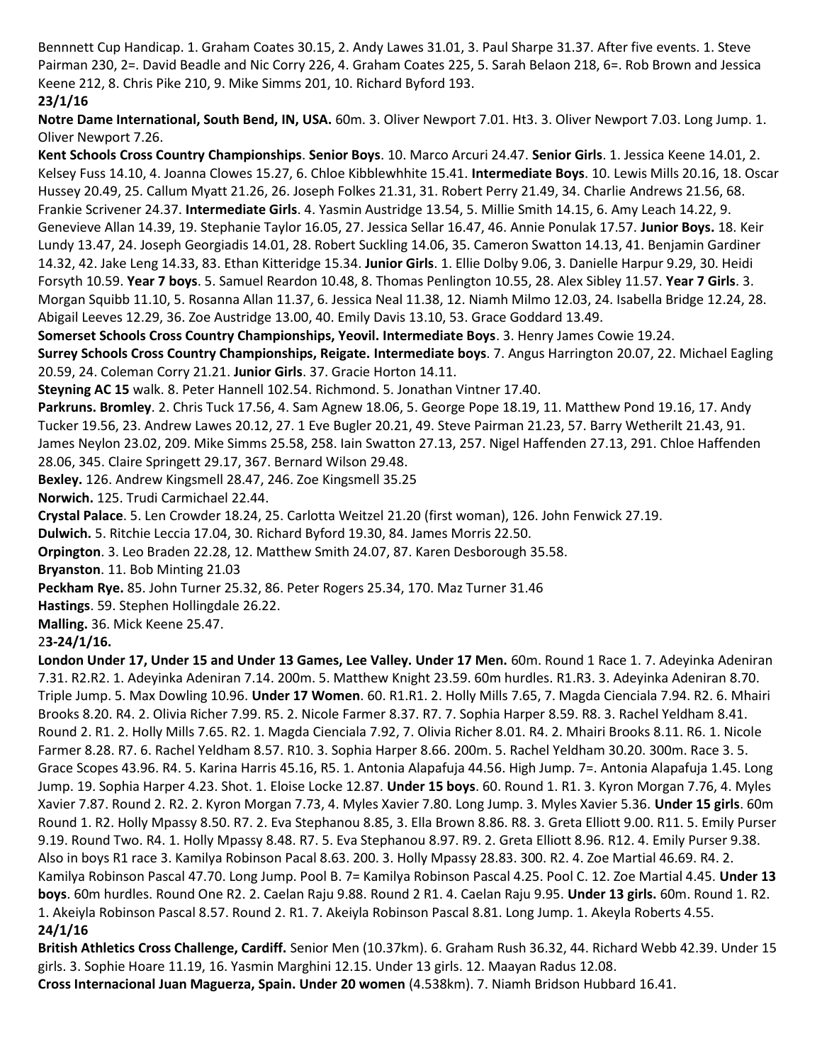Bennnett Cup Handicap. 1. Graham Coates 30.15, 2. Andy Lawes 31.01, 3. Paul Sharpe 31.37. After five events. 1. Steve Pairman 230, 2=. David Beadle and Nic Corry 226, 4. Graham Coates 225, 5. Sarah Belaon 218, 6=. Rob Brown and Jessica Keene 212, 8. Chris Pike 210, 9. Mike Simms 201, 10. Richard Byford 193.

**23/1/16**

**Notre Dame International, South Bend, IN, USA.** 60m. 3. Oliver Newport 7.01. Ht3. 3. Oliver Newport 7.03. Long Jump. 1. Oliver Newport 7.26.

**Kent Schools Cross Country Championships**. **Senior Boys**. 10. Marco Arcuri 24.47. **Senior Girls**. 1. Jessica Keene 14.01, 2. Kelsey Fuss 14.10, 4. Joanna Clowes 15.27, 6. Chloe Kibblewhhite 15.41. **Intermediate Boys**. 10. Lewis Mills 20.16, 18. Oscar Hussey 20.49, 25. Callum Myatt 21.26, 26. Joseph Folkes 21.31, 31. Robert Perry 21.49, 34. Charlie Andrews 21.56, 68. Frankie Scrivener 24.37. **Intermediate Girls**. 4. Yasmin Austridge 13.54, 5. Millie Smith 14.15, 6. Amy Leach 14.22, 9. Genevieve Allan 14.39, 19. Stephanie Taylor 16.05, 27. Jessica Sellar 16.47, 46. Annie Ponulak 17.57. **Junior Boys.** 18. Keir Lundy 13.47, 24. Joseph Georgiadis 14.01, 28. Robert Suckling 14.06, 35. Cameron Swatton 14.13, 41. Benjamin Gardiner 14.32, 42. Jake Leng 14.33, 83. Ethan Kitteridge 15.34. **Junior Girls**. 1. Ellie Dolby 9.06, 3. Danielle Harpur 9.29, 30. Heidi Forsyth 10.59. **Year 7 boys**. 5. Samuel Reardon 10.48, 8. Thomas Penlington 10.55, 28. Alex Sibley 11.57. **Year 7 Girls**. 3. Morgan Squibb 11.10, 5. Rosanna Allan 11.37, 6. Jessica Neal 11.38, 12. Niamh Milmo 12.03, 24. Isabella Bridge 12.24, 28. Abigail Leeves 12.29, 36. Zoe Austridge 13.00, 40. Emily Davis 13.10, 53. Grace Goddard 13.49.

**Somerset Schools Cross Country Championships, Yeovil. Intermediate Boys**. 3. Henry James Cowie 19.24.

**Surrey Schools Cross Country Championships, Reigate. Intermediate boys**. 7. Angus Harrington 20.07, 22. Michael Eagling 20.59, 24. Coleman Corry 21.21. **Junior Girls**. 37. Gracie Horton 14.11.

**Steyning AC 15** walk. 8. Peter Hannell 102.54. Richmond. 5. Jonathan Vintner 17.40.

**Parkruns. Bromley**. 2. Chris Tuck 17.56, 4. Sam Agnew 18.06, 5. George Pope 18.19, 11. Matthew Pond 19.16, 17. Andy Tucker 19.56, 23. Andrew Lawes 20.12, 27. 1 Eve Bugler 20.21, 49. Steve Pairman 21.23, 57. Barry Wetherilt 21.43, 91. James Neylon 23.02, 209. Mike Simms 25.58, 258. Iain Swatton 27.13, 257. Nigel Haffenden 27.13, 291. Chloe Haffenden 28.06, 345. Claire Springett 29.17, 367. Bernard Wilson 29.48.

**Bexley.** 126. Andrew Kingsmell 28.47, 246. Zoe Kingsmell 35.25

**Norwich.** 125. Trudi Carmichael 22.44.

**Crystal Palace**. 5. Len Crowder 18.24, 25. Carlotta Weitzel 21.20 (first woman), 126. John Fenwick 27.19.

**Dulwich.** 5. Ritchie Leccia 17.04, 30. Richard Byford 19.30, 84. James Morris 22.50.

**Orpington**. 3. Leo Braden 22.28, 12. Matthew Smith 24.07, 87. Karen Desborough 35.58.

**Bryanston**. 11. Bob Minting 21.03

**Peckham Rye.** 85. John Turner 25.32, 86. Peter Rogers 25.34, 170. Maz Turner 31.46

**Hastings**. 59. Stephen Hollingdale 26.22.

**Malling.** 36. Mick Keene 25.47.

2**3-24/1/16.**

**London Under 17, Under 15 and Under 13 Games, Lee Valley. Under 17 Men.** 60m. Round 1 Race 1. 7. Adeyinka Adeniran 7.31. R2.R2. 1. Adeyinka Adeniran 7.14. 200m. 5. Matthew Knight 23.59. 60m hurdles. R1.R3. 3. Adeyinka Adeniran 8.70. Triple Jump. 5. Max Dowling 10.96. **Under 17 Women**. 60. R1.R1. 2. Holly Mills 7.65, 7. Magda Cienciala 7.94. R2. 6. Mhairi Brooks 8.20. R4. 2. Olivia Richer 7.99. R5. 2. Nicole Farmer 8.37. R7. 7. Sophia Harper 8.59. R8. 3. Rachel Yeldham 8.41. Round 2. R1. 2. Holly Mills 7.65. R2. 1. Magda Cienciala 7.92, 7. Olivia Richer 8.01. R4. 2. Mhairi Brooks 8.11. R6. 1. Nicole Farmer 8.28. R7. 6. Rachel Yeldham 8.57. R10. 3. Sophia Harper 8.66. 200m. 5. Rachel Yeldham 30.20. 300m. Race 3. 5. Grace Scopes 43.96. R4. 5. Karina Harris 45.16, R5. 1. Antonia Alapafuja 44.56. High Jump. 7=. Antonia Alapafuja 1.45. Long Jump. 19. Sophia Harper 4.23. Shot. 1. Eloise Locke 12.87. **Under 15 boys**. 60. Round 1. R1. 3. Kyron Morgan 7.76, 4. Myles Xavier 7.87. Round 2. R2. 2. Kyron Morgan 7.73, 4. Myles Xavier 7.80. Long Jump. 3. Myles Xavier 5.36. **Under 15 girls**. 60m Round 1. R2. Holly Mpassy 8.50. R7. 2. Eva Stephanou 8.85, 3. Ella Brown 8.86. R8. 3. Greta Elliott 9.00. R11. 5. Emily Purser 9.19. Round Two. R4. 1. Holly Mpassy 8.48. R7. 5. Eva Stephanou 8.97. R9. 2. Greta Elliott 8.96. R12. 4. Emily Purser 9.38. Also in boys R1 race 3. Kamilya Robinson Pacal 8.63. 200. 3. Holly Mpassy 28.83. 300. R2. 4. Zoe Martial 46.69. R4. 2. Kamilya Robinson Pascal 47.70. Long Jump. Pool B. 7= Kamilya Robinson Pascal 4.25. Pool C. 12. Zoe Martial 4.45. **Under 13 boys**. 60m hurdles. Round One R2. 2. Caelan Raju 9.88. Round 2 R1. 4. Caelan Raju 9.95. **Under 13 girls.** 60m. Round 1. R2. 1. Akeiyla Robinson Pascal 8.57. Round 2. R1. 7. Akeiyla Robinson Pascal 8.81. Long Jump. 1. Akeyla Roberts 4.55.

**24/1/16**

**British Athletics Cross Challenge, Cardiff.** Senior Men (10.37km). 6. Graham Rush 36.32, 44. Richard Webb 42.39. Under 15 girls. 3. Sophie Hoare 11.19, 16. Yasmin Marghini 12.15. Under 13 girls. 12. Maayan Radus 12.08.

**Cross Internacional Juan Maguerza, Spain. Under 20 women** (4.538km). 7. Niamh Bridson Hubbard 16.41.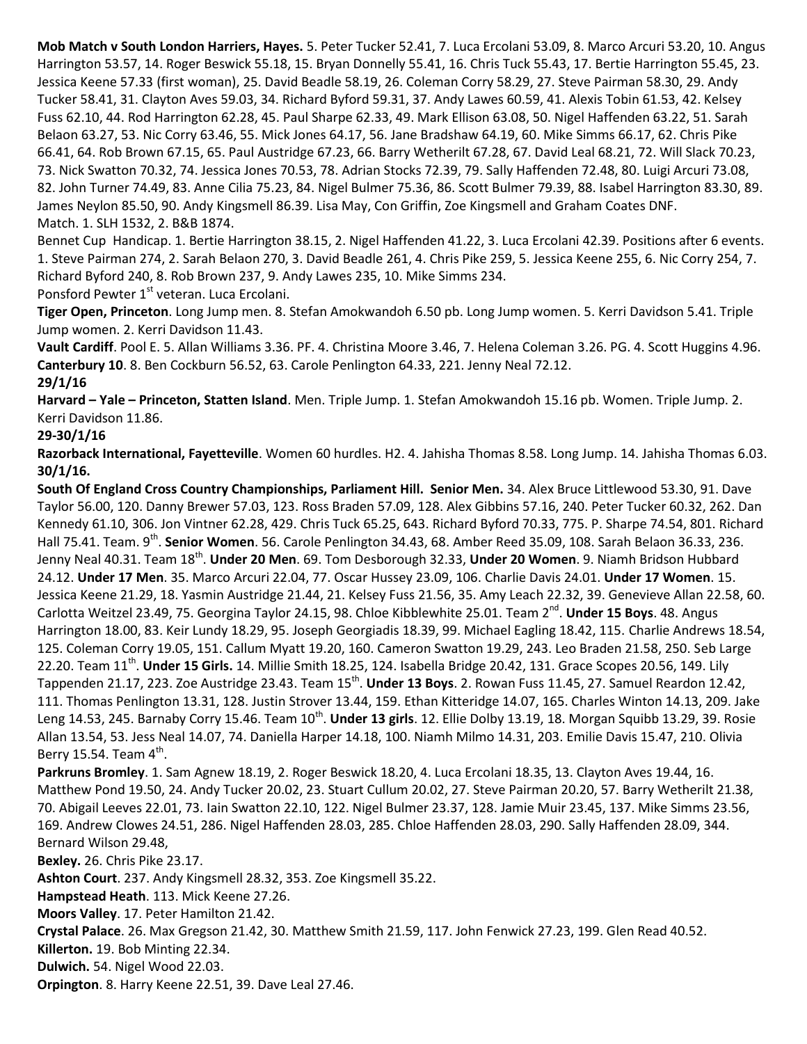**Mob Match v South London Harriers, Hayes.** 5. Peter Tucker 52.41, 7. Luca Ercolani 53.09, 8. Marco Arcuri 53.20, 10. Angus Harrington 53.57, 14. Roger Beswick 55.18, 15. Bryan Donnelly 55.41, 16. Chris Tuck 55.43, 17. Bertie Harrington 55.45, 23. Jessica Keene 57.33 (first woman), 25. David Beadle 58.19, 26. Coleman Corry 58.29, 27. Steve Pairman 58.30, 29. Andy Tucker 58.41, 31. Clayton Aves 59.03, 34. Richard Byford 59.31, 37. Andy Lawes 60.59, 41. Alexis Tobin 61.53, 42. Kelsey Fuss 62.10, 44. Rod Harrington 62.28, 45. Paul Sharpe 62.33, 49. Mark Ellison 63.08, 50. Nigel Haffenden 63.22, 51. Sarah Belaon 63.27, 53. Nic Corry 63.46, 55. Mick Jones 64.17, 56. Jane Bradshaw 64.19, 60. Mike Simms 66.17, 62. Chris Pike 66.41, 64. Rob Brown 67.15, 65. Paul Austridge 67.23, 66. Barry Wetherilt 67.28, 67. David Leal 68.21, 72. Will Slack 70.23, 73. Nick Swatton 70.32, 74. Jessica Jones 70.53, 78. Adrian Stocks 72.39, 79. Sally Haffenden 72.48, 80. Luigi Arcuri 73.08, 82. John Turner 74.49, 83. Anne Cilia 75.23, 84. Nigel Bulmer 75.36, 86. Scott Bulmer 79.39, 88. Isabel Harrington 83.30, 89. James Neylon 85.50, 90. Andy Kingsmell 86.39. Lisa May, Con Griffin, Zoe Kingsmell and Graham Coates DNF.
Match. 1. SLH 1532, 2. B&B 1874.

Bennet Cup Handicap. 1. Bertie Harrington 38.15, 2. Nigel Haffenden 41.22, 3. Luca Ercolani 42.39. Positions after 6 events. 1. Steve Pairman 274, 2. Sarah Belaon 270, 3. David Beadle 261, 4. Chris Pike 259, 5. Jessica Keene 255, 6. Nic Corry 254, 7. Richard Byford 240, 8. Rob Brown 237, 9. Andy Lawes 235, 10. Mike Simms 234.

Ponsford Pewter 1st veteran. Luca Ercolani.

**Tiger Open, Princeton**. Long Jump men. 8. Stefan Amokwandoh 6.50 pb. Long Jump women. 5. Kerri Davidson 5.41. Triple Jump women. 2. Kerri Davidson 11.43.

**Vault Cardiff**. Pool E. 5. Allan Williams 3.36. PF. 4. Christina Moore 3.46, 7. Helena Coleman 3.26. PG. 4. Scott Huggins 4.96.

**Canterbury 10**. 8. Ben Cockburn 56.52, 63. Carole Penlington 64.33, 221. Jenny Neal 72.12.

**29/1/16**

**Harvard – Yale – Princeton, Statten Island**. Men. Triple Jump. 1. Stefan Amokwandoh 15.16 pb. Women. Triple Jump. 2. Kerri Davidson 11.86.

**29-30/1/16**

**Razorback International, Fayetteville**. Women 60 hurdles. H2. 4. Jahisha Thomas 8.58. Long Jump. 14. Jahisha Thomas 6.03.

**30/1/16.**

**South Of England Cross Country Championships, Parliament Hill. Senior Men.** 34. Alex Bruce Littlewood 53.30, 91. Dave Taylor 56.00, 120. Danny Brewer 57.03, 123. Ross Braden 57.09, 128. Alex Gibbins 57.16, 240. Peter Tucker 60.32, 262. Dan Kennedy 61.10, 306. Jon Vintner 62.28, 429. Chris Tuck 65.25, 643. Richard Byford 70.33, 775. P. Sharpe 74.54, 801. Richard Hall 75.41. Team. 9th. **Senior Women**. 56. Carole Penlington 34.43, 68. Amber Reed 35.09, 108. Sarah Belaon 36.33, 236. Jenny Neal 40.31. Team 18th. **Under 20 Men**. 69. Tom Desborough 32.33, **Under 20 Women**. 9. Niamh Bridson Hubbard 24.12. **Under 17 Men**. 35. Marco Arcuri 22.04, 77. Oscar Hussey 23.09, 106. Charlie Davis 24.01. **Under 17 Women**. 15. Jessica Keene 21.29, 18. Yasmin Austridge 21.44, 21. Kelsey Fuss 21.56, 35. Amy Leach 22.32, 39. Genevieve Allan 22.58, 60. Carlotta Weitzel 23.49, 75. Georgina Taylor 24.15, 98. Chloe Kibblewhite 25.01. Team 2nd. **Under 15 Boys**. 48. Angus Harrington 18.00, 83. Keir Lundy 18.29, 95. Joseph Georgiadis 18.39, 99. Michael Eagling 18.42, 115. Charlie Andrews 18.54, 125. Coleman Corry 19.05, 151. Callum Myatt 19.20, 160. Cameron Swatton 19.29, 243. Leo Braden 21.58, 250. Seb Large 22.20. Team 11th. **Under 15 Girls.** 14. Millie Smith 18.25, 124. Isabella Bridge 20.42, 131. Grace Scopes 20.56, 149. Lily Tappenden 21.17, 223. Zoe Austridge 23.43. Team 15th. **Under 13 Boys**. 2. Rowan Fuss 11.45, 27. Samuel Reardon 12.42, 111. Thomas Penlington 13.31, 128. Justin Strover 13.44, 159. Ethan Kitteridge 14.07, 165. Charles Winton 14.13, 209. Jake Leng 14.53, 245. Barnaby Corry 15.46. Team 10th. **Under 13 girls**. 12. Ellie Dolby 13.19, 18. Morgan Squibb 13.29, 39. Rosie Allan 13.54, 53. Jess Neal 14.07, 74. Daniella Harper 14.18, 100. Niamh Milmo 14.31, 203. Emilie Davis 15.47, 210. Olivia Berry 15.54. Team 4th.

**Parkruns Bromley**. 1. Sam Agnew 18.19, 2. Roger Beswick 18.20, 4. Luca Ercolani 18.35, 13. Clayton Aves 19.44, 16. Matthew Pond 19.50, 24. Andy Tucker 20.02, 23. Stuart Cullum 20.02, 27. Steve Pairman 20.20, 57. Barry Wetherilt 21.38, 70. Abigail Leeves 22.01, 73. Iain Swatton 22.10, 122. Nigel Bulmer 23.37, 128. Jamie Muir 23.45, 137. Mike Simms 23.56, 169. Andrew Clowes 24.51, 286. Nigel Haffenden 28.03, 285. Chloe Haffenden 28.03, 290. Sally Haffenden 28.09, 344. Bernard Wilson 29.48,

**Bexley.** 26. Chris Pike 23.17.

**Ashton Court**. 237. Andy Kingsmell 28.32, 353. Zoe Kingsmell 35.22.

**Hampstead Heath**. 113. Mick Keene 27.26.

**Moors Valley**. 17. Peter Hamilton 21.42.

**Crystal Palace**. 26. Max Gregson 21.42, 30. Matthew Smith 21.59, 117. John Fenwick 27.23, 199. Glen Read 40.52.

**Killerton.** 19. Bob Minting 22.34.

**Dulwich.** 54. Nigel Wood 22.03.

**Orpington**. 8. Harry Keene 22.51, 39. Dave Leal 27.46.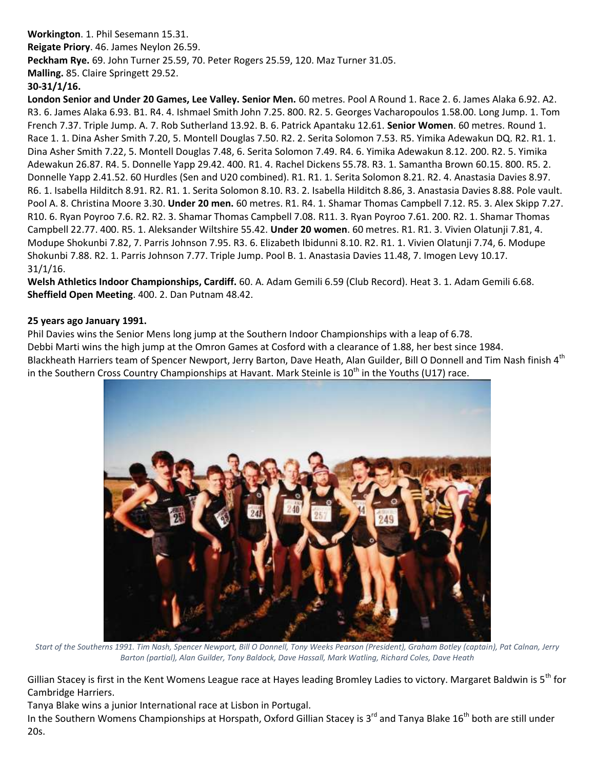**Workington**. 1. Phil Sesemann 15.31.
**Reigate Priory**. 46. James Neylon 26.59.
**Peckham Rye.** 69. John Turner 25.59, 70. Peter Rogers 25.59, 120. Maz Turner 31.05.
**Malling.** 85. Claire Springett 29.52.

**30-31/1/16.**

**London Senior and Under 20 Games, Lee Valley. Senior Men.** 60 metres. Pool A Round 1. Race 2. 6. James Alaka 6.92. A2. R3. 6. James Alaka 6.93. B1. R4. 4. Ishmael Smith John 7.25. 800. R2. 5. Georges Vacharopoulos 1.58.00. Long Jump. 1. Tom French 7.37. Triple Jump. A. 7. Rob Sutherland 13.92. B. 6. Patrick Apantaku 12.61. **Senior Women**. 60 metres. Round 1. Race 1. 1. Dina Asher Smith 7.20, 5. Montell Douglas 7.50. R2. 2. Serita Solomon 7.53. R5. Yimika Adewakun DQ. R2. R1. 1. Dina Asher Smith 7.22, 5. Montell Douglas 7.48, 6. Serita Solomon 7.49. R4. 6. Yimika Adewakun 8.12. 200. R2. 5. Yimika Adewakun 26.87. R4. 5. Donnelle Yapp 29.42. 400. R1. 4. Rachel Dickens 55.78. R3. 1. Samantha Brown 60.15. 800. R5. 2. Donnelle Yapp 2.41.52. 60 Hurdles (Sen and U20 combined). R1. R1. 1. Serita Solomon 8.21. R2. 4. Anastasia Davies 8.97. R6. 1. Isabella Hilditch 8.91. R2. R1. 1. Serita Solomon 8.10. R3. 2. Isabella Hilditch 8.86, 3. Anastasia Davies 8.88. Pole vault. Pool A. 8. Christina Moore 3.30. **Under 20 men.** 60 metres. R1. R4. 1. Shamar Thomas Campbell 7.12. R5. 3. Alex Skipp 7.27. R10. 6. Ryan Poyroo 7.6. R2. R2. 3. Shamar Thomas Campbell 7.08. R11. 3. Ryan Poyroo 7.61. 200. R2. 1. Shamar Thomas Campbell 22.77. 400. R5. 1. Aleksander Wiltshire 55.42. **Under 20 women**. 60 metres. R1. R1. 3. Vivien Olatunji 7.81, 4. Modupe Shokunbi 7.82, 7. Parris Johnson 7.95. R3. 6. Elizabeth Ibidunni 8.10. R2. R1. 1. Vivien Olatunji 7.74, 6. Modupe Shokunbi 7.88. R2. 1. Parris Johnson 7.77. Triple Jump. Pool B. 1. Anastasia Davies 11.48, 7. Imogen Levy 10.17.

31/1/16.

**Welsh Athletics Indoor Championships, Cardiff.** 60. A. Adam Gemili 6.59 (Club Record). Heat 3. 1. Adam Gemili 6.68.
**Sheffield Open Meeting**. 400. 2. Dan Putnam 48.42.

**25 years ago January 1991.**

Phil Davies wins the Senior Mens long jump at the Southern Indoor Championships with a leap of 6.78.
Debbi Marti wins the high jump at the Omron Games at Cosford with a clearance of 1.88, her best since 1984.
Blackheath Harriers team of Spencer Newport, Jerry Barton, Dave Heath, Alan Guilder, Bill O Donnell and Tim Nash finish 4th in the Southern Cross Country Championships at Havant. Mark Steinle is 10th in the Youths (U17) race.

*Start of the Southerns 1991. Tim Nash, Spencer Newport, Bill O Donnell, Tony Weeks Pearson (President), Graham Botley (captain), Pat Calnan, Jerry Barton (partial), Alan Guilder, Tony Baldock, Dave Hassall, Mark Watling, Richard Coles, Dave Heath*

Gillian Stacey is first in the Kent Womens League race at Hayes leading Bromley Ladies to victory. Margaret Baldwin is 5th for Cambridge Harriers.
Tanya Blake wins a junior International race at Lisbon in Portugal.
In the Southern Womens Championships at Horspath, Oxford Gillian Stacey is 3rd and Tanya Blake 16th both are still under 20s.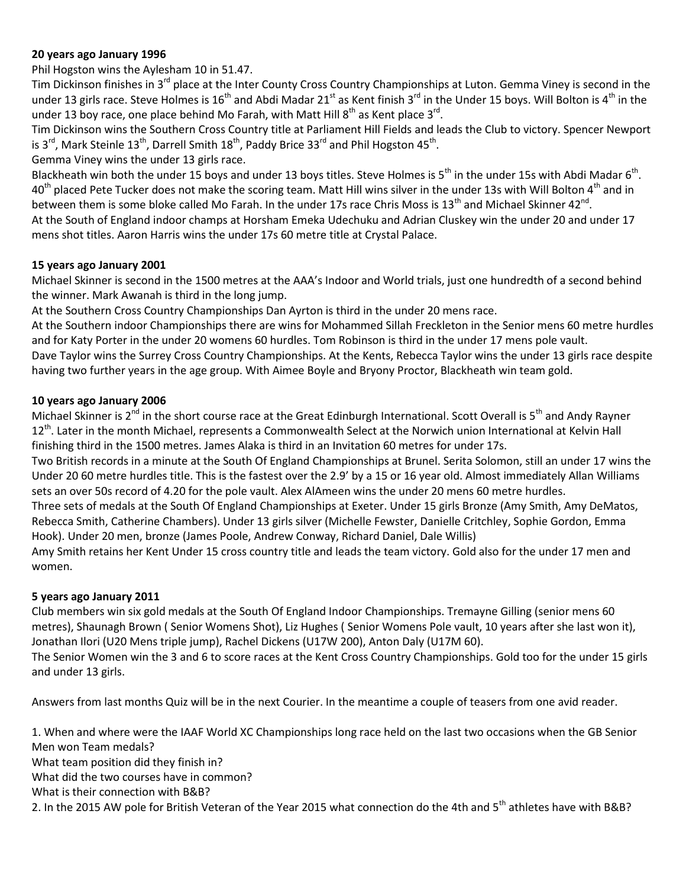**20 years ago January 1996**

Phil Hogston wins the Aylesham 10 in 51.47.

Tim Dickinson finishes in 3rd place at the Inter County Cross Country Championships at Luton. Gemma Viney is second in the under 13 girls race. Steve Holmes is 16th and Abdi Madar 21st as Kent finish 3rd in the Under 15 boys. Will Bolton is 4th in the under 13 boy race, one place behind Mo Farah, with Matt Hill 8th as Kent place 3rd.

Tim Dickinson wins the Southern Cross Country title at Parliament Hill Fields and leads the Club to victory. Spencer Newport is 3rd, Mark Steinle 13th, Darrell Smith 18th, Paddy Brice 33rd and Phil Hogston 45th.

Gemma Viney wins the under 13 girls race.

Blackheath win both the under 15 boys and under 13 boys titles. Steve Holmes is 5th in the under 15s with Abdi Madar 6th. 40th placed Pete Tucker does not make the scoring team. Matt Hill wins silver in the under 13s with Will Bolton 4th and in between them is some bloke called Mo Farah. In the under 17s race Chris Moss is 13th and Michael Skinner 42nd.

At the South of England indoor champs at Horsham Emeka Udechuku and Adrian Cluskey win the under 20 and under 17 mens shot titles. Aaron Harris wins the under 17s 60 metre title at Crystal Palace.

**15 years ago January 2001**

Michael Skinner is second in the 1500 metres at the AAA's Indoor and World trials, just one hundredth of a second behind the winner. Mark Awanah is third in the long jump.

At the Southern Cross Country Championships Dan Ayrton is third in the under 20 mens race.

At the Southern indoor Championships there are wins for Mohammed Sillah Freckleton in the Senior mens 60 metre hurdles and for Katy Porter in the under 20 womens 60 hurdles. Tom Robinson is third in the under 17 mens pole vault.

Dave Taylor wins the Surrey Cross Country Championships. At the Kents, Rebecca Taylor wins the under 13 girls race despite having two further years in the age group. With Aimee Boyle and Bryony Proctor, Blackheath win team gold.

**10 years ago January 2006**

Michael Skinner is 2nd in the short course race at the Great Edinburgh International. Scott Overall is 5th and Andy Rayner 12th. Later in the month Michael, represents a Commonwealth Select at the Norwich union International at Kelvin Hall finishing third in the 1500 metres. James Alaka is third in an Invitation 60 metres for under 17s.

Two British records in a minute at the South Of England Championships at Brunel. Serita Solomon, still an under 17 wins the Under 20 60 metre hurdles title. This is the fastest over the 2.9' by a 15 or 16 year old. Almost immediately Allan Williams sets an over 50s record of 4.20 for the pole vault. Alex AlAmeen wins the under 20 mens 60 metre hurdles.

Three sets of medals at the South Of England Championships at Exeter. Under 15 girls Bronze (Amy Smith, Amy DeMatos, Rebecca Smith, Catherine Chambers). Under 13 girls silver (Michelle Fewster, Danielle Critchley, Sophie Gordon, Emma Hook). Under 20 men, bronze (James Poole, Andrew Conway, Richard Daniel, Dale Willis)

Amy Smith retains her Kent Under 15 cross country title and leads the team victory. Gold also for the under 17 men and women.

**5 years ago January 2011**

Club members win six gold medals at the South Of England Indoor Championships. Tremayne Gilling (senior mens 60 metres), Shaunagh Brown ( Senior Womens Shot), Liz Hughes ( Senior Womens Pole vault, 10 years after she last won it), Jonathan Ilori (U20 Mens triple jump), Rachel Dickens (U17W 200), Anton Daly (U17M 60).

The Senior Women win the 3 and 6 to score races at the Kent Cross Country Championships. Gold too for the under 15 girls and under 13 girls.

Answers from last months Quiz will be in the next Courier. In the meantime a couple of teasers from one avid reader.

1. When and where were the IAAF World XC Championships long race held on the last two occasions when the GB Senior Men won Team medals?
   What team position did they finish in?
   What did the two courses have in common?
   What is their connection with B&B?
2. In the 2015 AW pole for British Veteran of the Year 2015 what connection do the 4th and 5th athletes have with B&B?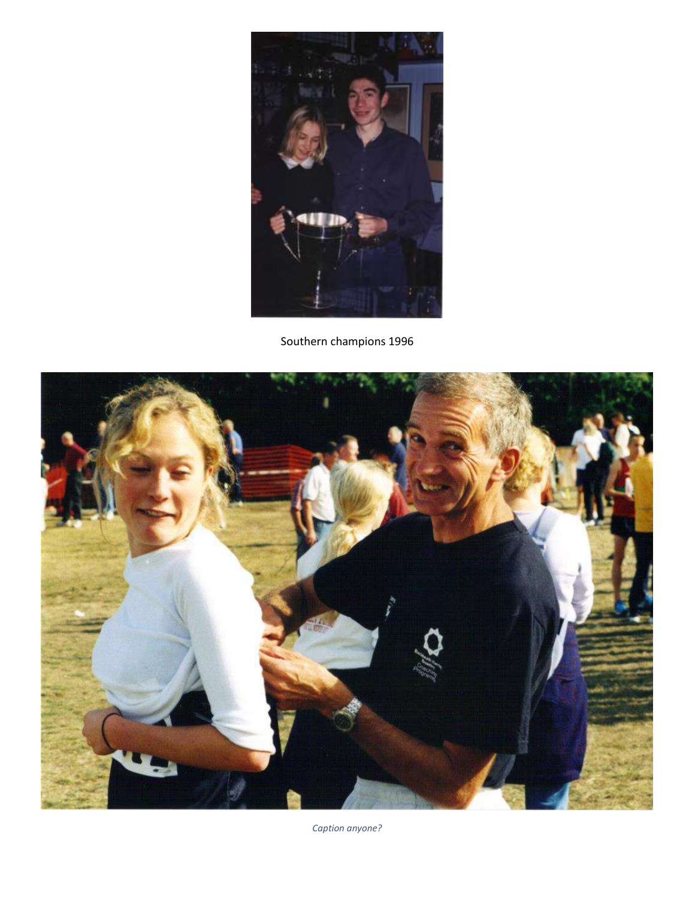Southern champions 1996

*Caption anyone?*